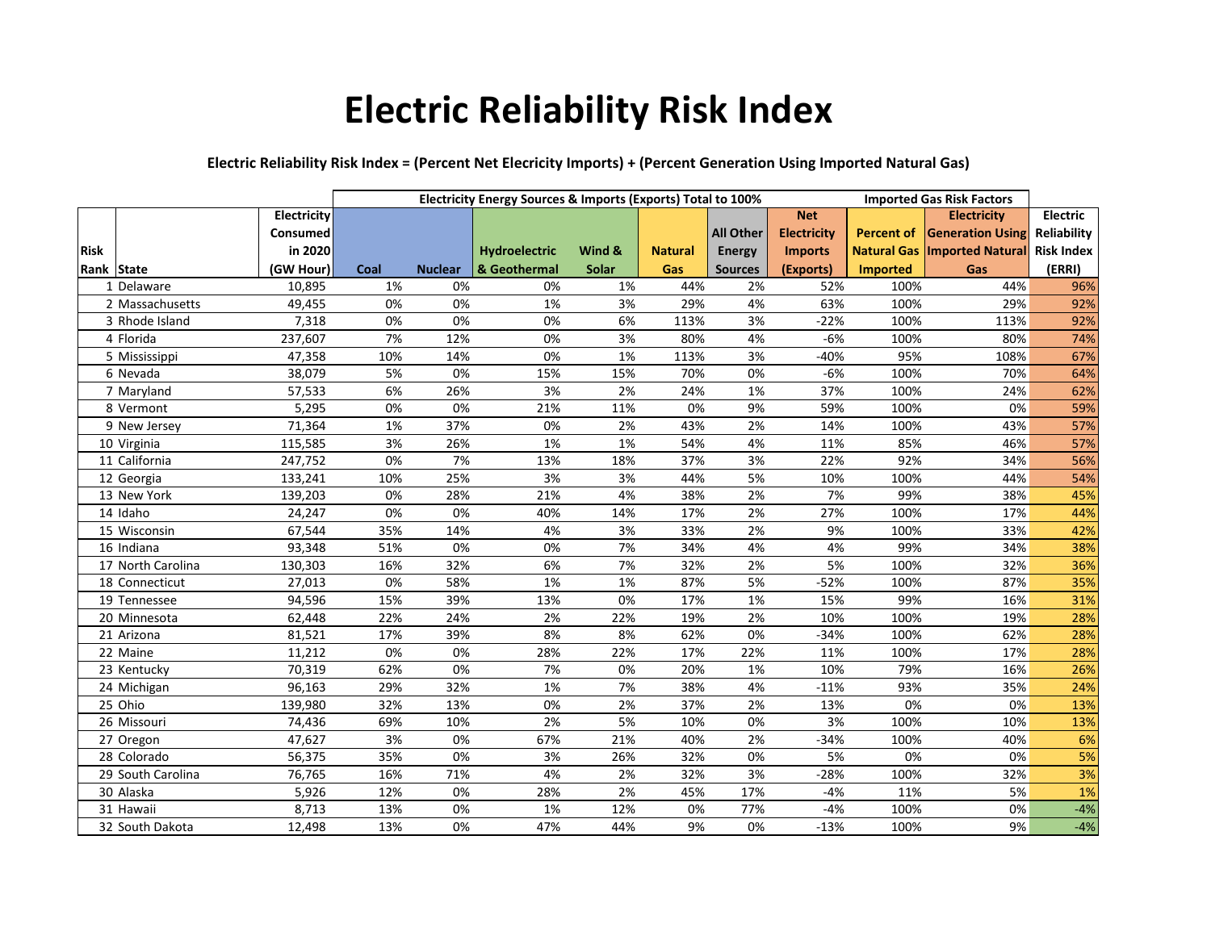# Electric Reliability Risk Index

**Electric Reliability Risk Index = (Percent Net Elecricity Imports) + (Percent Generation Using Imported Natural Gas)**

| | | | Electricity Energy Sources & Imports (Exports) Total to 100% | | | | | | | Imported Gas Risk Factors | | |
|---|---|---|---|---|---|---|---|---|---|---|---|---|
| Risk Rank | State | Electricity Consumed in 2020 (GW Hour) | Coal | Nuclear | Hydroelectric & Geothermal | Wind & Solar | Natural Gas | All Other Energy Sources | Net Electricity Imports (Exports) | Percent of Natural Gas Imported | Electricity Generation Using Imported Natural Gas | Electric Reliability Risk Index (ERRI) |
| 1 | Delaware | 10,895 | 1% | 0% | 0% | 1% | 44% | 2% | 52% | 100% | 44% | 96% |
| 2 | Massachusetts | 49,455 | 0% | 0% | 1% | 3% | 29% | 4% | 63% | 100% | 29% | 92% |
| 3 | Rhode Island | 7,318 | 0% | 0% | 0% | 6% | 113% | 3% | -22% | 100% | 113% | 92% |
| 4 | Florida | 237,607 | 7% | 12% | 0% | 3% | 80% | 4% | -6% | 100% | 80% | 74% |
| 5 | Mississippi | 47,358 | 10% | 14% | 0% | 1% | 113% | 3% | -40% | 95% | 108% | 67% |
| 6 | Nevada | 38,079 | 5% | 0% | 15% | 15% | 70% | 0% | -6% | 100% | 70% | 64% |
| 7 | Maryland | 57,533 | 6% | 26% | 3% | 2% | 24% | 1% | 37% | 100% | 24% | 62% |
| 8 | Vermont | 5,295 | 0% | 0% | 21% | 11% | 0% | 9% | 59% | 100% | 0% | 59% |
| 9 | New Jersey | 71,364 | 1% | 37% | 0% | 2% | 43% | 2% | 14% | 100% | 43% | 57% |
| 10 | Virginia | 115,585 | 3% | 26% | 1% | 1% | 54% | 4% | 11% | 85% | 46% | 57% |
| 11 | California | 247,752 | 0% | 7% | 13% | 18% | 37% | 3% | 22% | 92% | 34% | 56% |
| 12 | Georgia | 133,241 | 10% | 25% | 3% | 3% | 44% | 5% | 10% | 100% | 44% | 54% |
| 13 | New York | 139,203 | 0% | 28% | 21% | 4% | 38% | 2% | 7% | 99% | 38% | 45% |
| 14 | Idaho | 24,247 | 0% | 0% | 40% | 14% | 17% | 2% | 27% | 100% | 17% | 44% |
| 15 | Wisconsin | 67,544 | 35% | 14% | 4% | 3% | 33% | 2% | 9% | 100% | 33% | 42% |
| 16 | Indiana | 93,348 | 51% | 0% | 0% | 7% | 34% | 4% | 4% | 99% | 34% | 38% |
| 17 | North Carolina | 130,303 | 16% | 32% | 6% | 7% | 32% | 2% | 5% | 100% | 32% | 36% |
| 18 | Connecticut | 27,013 | 0% | 58% | 1% | 1% | 87% | 5% | -52% | 100% | 87% | 35% |
| 19 | Tennessee | 94,596 | 15% | 39% | 13% | 0% | 17% | 1% | 15% | 99% | 16% | 31% |
| 20 | Minnesota | 62,448 | 22% | 24% | 2% | 22% | 19% | 2% | 10% | 100% | 19% | 28% |
| 21 | Arizona | 81,521 | 17% | 39% | 8% | 8% | 62% | 0% | -34% | 100% | 62% | 28% |
| 22 | Maine | 11,212 | 0% | 0% | 28% | 22% | 17% | 22% | 11% | 100% | 17% | 28% |
| 23 | Kentucky | 70,319 | 62% | 0% | 7% | 0% | 20% | 1% | 10% | 79% | 16% | 26% |
| 24 | Michigan | 96,163 | 29% | 32% | 1% | 7% | 38% | 4% | -11% | 93% | 35% | 24% |
| 25 | Ohio | 139,980 | 32% | 13% | 0% | 2% | 37% | 2% | 13% | 0% | 0% | 13% |
| 26 | Missouri | 74,436 | 69% | 10% | 2% | 5% | 10% | 0% | 3% | 100% | 10% | 13% |
| 27 | Oregon | 47,627 | 3% | 0% | 67% | 21% | 40% | 2% | -34% | 100% | 40% | 6% |
| 28 | Colorado | 56,375 | 35% | 0% | 3% | 26% | 32% | 0% | 5% | 0% | 0% | 5% |
| 29 | South Carolina | 76,765 | 16% | 71% | 4% | 2% | 32% | 3% | -28% | 100% | 32% | 3% |
| 30 | Alaska | 5,926 | 12% | 0% | 28% | 2% | 45% | 17% | -4% | 11% | 5% | 1% |
| 31 | Hawaii | 8,713 | 13% | 0% | 1% | 12% | 0% | 77% | -4% | 100% | 0% | -4% |
| 32 | South Dakota | 12,498 | 13% | 0% | 47% | 44% | 9% | 0% | -13% | 100% | 9% | -4% |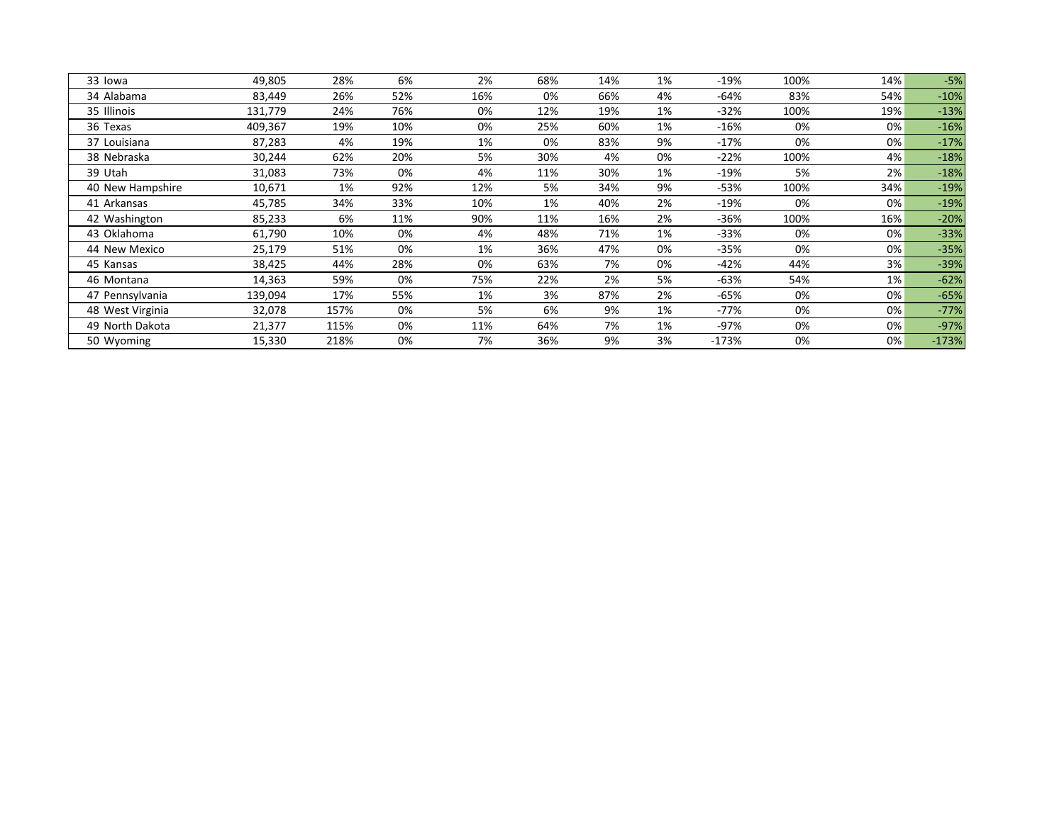| | | | | | | | | | | | | |
|---|---|---|---|---|---|---|---|---|---|---|---|---|
| 33 | Iowa | 49,805 | 28% | 6% | 2% | 68% | 14% | 1% | -19% | 100% | 14% | -5% |
| 34 | Alabama | 83,449 | 26% | 52% | 16% | 0% | 66% | 4% | -64% | 83% | 54% | -10% |
| 35 | Illinois | 131,779 | 24% | 76% | 0% | 12% | 19% | 1% | -32% | 100% | 19% | -13% |
| 36 | Texas | 409,367 | 19% | 10% | 0% | 25% | 60% | 1% | -16% | 0% | 0% | -16% |
| 37 | Louisiana | 87,283 | 4% | 19% | 1% | 0% | 83% | 9% | -17% | 0% | 0% | -17% |
| 38 | Nebraska | 30,244 | 62% | 20% | 5% | 30% | 4% | 0% | -22% | 100% | 4% | -18% |
| 39 | Utah | 31,083 | 73% | 0% | 4% | 11% | 30% | 1% | -19% | 5% | 2% | -18% |
| 40 | New Hampshire | 10,671 | 1% | 92% | 12% | 5% | 34% | 9% | -53% | 100% | 34% | -19% |
| 41 | Arkansas | 45,785 | 34% | 33% | 10% | 1% | 40% | 2% | -19% | 0% | 0% | -19% |
| 42 | Washington | 85,233 | 6% | 11% | 90% | 11% | 16% | 2% | -36% | 100% | 16% | -20% |
| 43 | Oklahoma | 61,790 | 10% | 0% | 4% | 48% | 71% | 1% | -33% | 0% | 0% | -33% |
| 44 | New Mexico | 25,179 | 51% | 0% | 1% | 36% | 47% | 0% | -35% | 0% | 0% | -35% |
| 45 | Kansas | 38,425 | 44% | 28% | 0% | 63% | 7% | 0% | -42% | 44% | 3% | -39% |
| 46 | Montana | 14,363 | 59% | 0% | 75% | 22% | 2% | 5% | -63% | 54% | 1% | -62% |
| 47 | Pennsylvania | 139,094 | 17% | 55% | 1% | 3% | 87% | 2% | -65% | 0% | 0% | -65% |
| 48 | West Virginia | 32,078 | 157% | 0% | 5% | 6% | 9% | 1% | -77% | 0% | 0% | -77% |
| 49 | North Dakota | 21,377 | 115% | 0% | 11% | 64% | 7% | 1% | -97% | 0% | 0% | -97% |
| 50 | Wyoming | 15,330 | 218% | 0% | 7% | 36% | 9% | 3% | -173% | 0% | 0% | -173% |